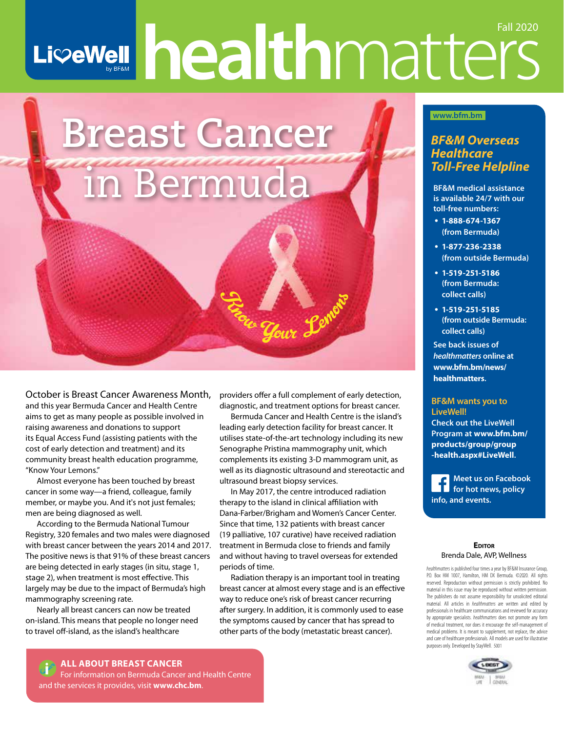# LiveWell by BF&M healthmatters

Fall 2020

# Breast Cancer in Bermuda

*Know Your Lemons*

October is Breast Cancer Awareness Month, and this year Bermuda Cancer and Health Centre aims to get as many people as possible involved in raising awareness and donations to support its Equal Access Fund (assisting patients with the cost of early detection and treatment) and its community breast health education programme, "Know Your Lemons."

Almost everyone has been touched by breast cancer in some way—a friend, colleague, family member, or maybe you. And it's not just females; men are being diagnosed as well.

According to the Bermuda National Tumour Registry, 320 females and two males were diagnosed with breast cancer between the years 2014 and 2017. The positive news is that 91% of these breast cancers are being detected in early stages (in situ, stage 1, stage 2), when treatment is most effective. This largely may be due to the impact of Bermuda's high mammography screening rate.

Nearly all breast cancers can now be treated on-island. This means that people no longer need to travel off-island, as the island's healthcare providers offer a full complement of early detection, diagnostic, and treatment options for breast cancer.

Bermuda Cancer and Health Centre is the island's leading early detection facility for breast cancer. It utilises state-of-the-art technology including its new Senographe Pristina mammography unit, which complements its existing 3-D mammogram unit, as well as its diagnostic ultrasound and stereotactic and ultrasound breast biopsy services.

In May 2017, the centre introduced radiation therapy to the island in clinical affiliation with Dana-Farber/Brigham and Women's Cancer Center. Since that time, 132 patients with breast cancer (19 palliative, 107 curative) have received radiation treatment in Bermuda close to friends and family and without having to travel overseas for extended periods of time.

Radiation therapy is an important tool in treating breast cancer at almost every stage and is an effective way to reduce one's risk of breast cancer recurring after surgery. In addition, it is commonly used to ease the symptoms caused by cancer that has spread to other parts of the body (metastatic breast cancer).

**ALL ABOUT BREAST CANCER**
For information on Bermuda Cancer and Health Centre and the services it provides, visit **www.chc.bm**.

---

**www.bfm.bm**

### *BF&M Overseas Healthcare Toll-Free Helpline*

**BF&M medical assistance is available 24/7 with our toll-free numbers:**

- **1-888-674-1367 (from Bermuda)**
- **1-877-236-2338 (from outside Bermuda)**
- **1-519-251-5186 (from Bermuda: collect calls)**
- **1-519-251-5185 (from outside Bermuda: collect calls)**

**See back issues of *healthmatters* online at www.bfm.bm/news/healthmatters.**

**BF&M wants you to LiveWell!**
**Check out the LiveWell Program at www.bfm.bm/products/group/group-health.aspx#LiveWell.**

**Meet us on Facebook for hot news, policy info, and events.**

**Editor**
Brenda Dale, AVP, Wellness

*healthmatters* is published four times a year by BF&M Insurance Group, P.O. Box HM 1007, Hamilton, HM DX Bermuda. ©2020. All rights reserved. Reproduction without permission is strictly prohibited. No material in this issue may be reproduced without written permission. The publishers do not assume responsibility for unsolicited editorial material. All articles in *healthmatters* are written and edited by professionals in healthcare communications and reviewed for accuracy by appropriate specialists. *healthmatters* does not promote any form of medical treatment, nor does it encourage the self-management of medical problems. It is meant to supplement, not replace, the advice and care of healthcare professionals. All models are used for illustrative purposes only. Developed by StayWell. 5001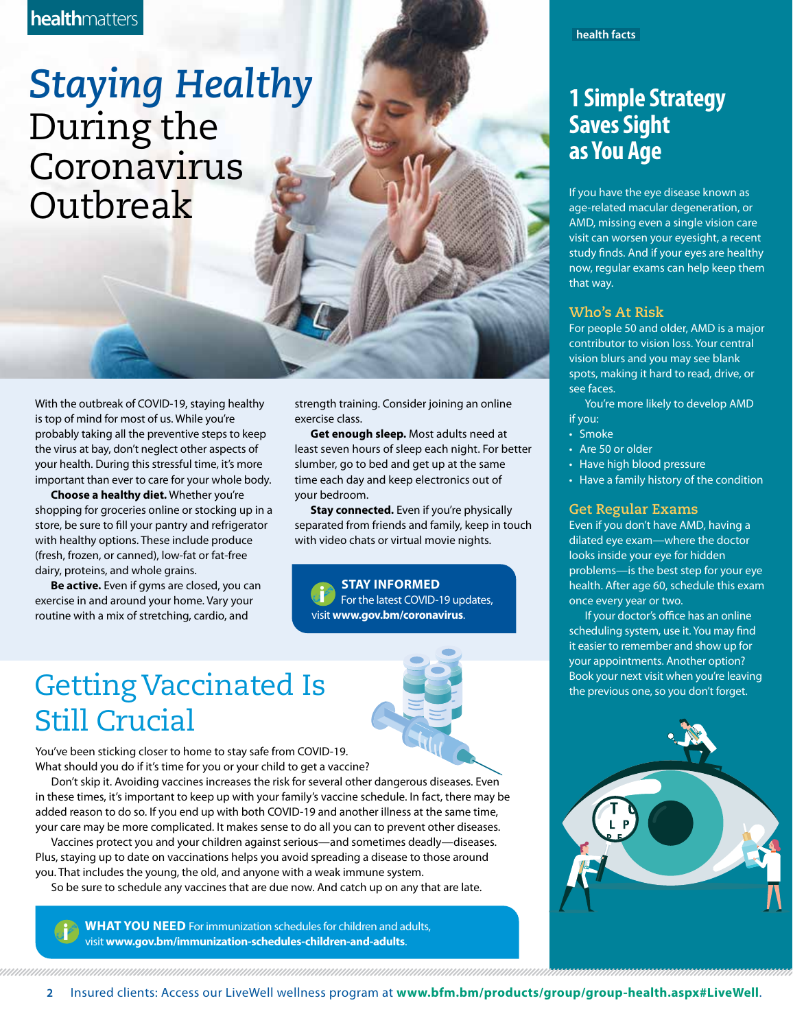healthmatters

# *Staying Healthy* During the Coronavirus Outbreak

With the outbreak of COVID-19, staying healthy is top of mind for most of us. While you're probably taking all the preventive steps to keep the virus at bay, don't neglect other aspects of your health. During this stressful time, it's more important than ever to care for your whole body.

**Choose a healthy diet.** Whether you're shopping for groceries online or stocking up in a store, be sure to fill your pantry and refrigerator with healthy options. These include produce (fresh, frozen, or canned), low-fat or fat-free dairy, proteins, and whole grains.

**Be active.** Even if gyms are closed, you can exercise in and around your home. Vary your routine with a mix of stretching, cardio, and strength training. Consider joining an online exercise class.

**Get enough sleep.** Most adults need at least seven hours of sleep each night. For better slumber, go to bed and get up at the same time each day and keep electronics out of your bedroom.

**Stay connected.** Even if you're physically separated from friends and family, keep in touch with video chats or virtual movie nights.

**STAY INFORMED** For the latest COVID-19 updates, visit **www.gov.bm/coronavirus**.

## Getting Vaccinated Is Still Crucial

You've been sticking closer to home to stay safe from COVID-19. What should you do if it's time for you or your child to get a vaccine?

Don't skip it. Avoiding vaccines increases the risk for several other dangerous diseases. Even in these times, it's important to keep up with your family's vaccine schedule. In fact, there may be added reason to do so. If you end up with both COVID-19 and another illness at the same time, your care may be more complicated. It makes sense to do all you can to prevent other diseases.

Vaccines protect you and your children against serious—and sometimes deadly—diseases. Plus, staying up to date on vaccinations helps you avoid spreading a disease to those around you. That includes the young, the old, and anyone with a weak immune system.

So be sure to schedule any vaccines that are due now. And catch up on any that are late.

**WHAT YOU NEED** For immunization schedules for children and adults, visit **www.gov.bm/immunization-schedules-children-and-adults**.

health facts

## 1 Simple Strategy Saves Sight as You Age

If you have the eye disease known as age-related macular degeneration, or AMD, missing even a single vision care visit can worsen your eyesight, a recent study finds. And if your eyes are healthy now, regular exams can help keep them that way.

### Who's At Risk

For people 50 and older, AMD is a major contributor to vision loss. Your central vision blurs and you may see blank spots, making it hard to read, drive, or see faces.

You're more likely to develop AMD if you:

- Smoke
- Are 50 or older
- Have high blood pressure
- Have a family history of the condition

### Get Regular Exams

Even if you don't have AMD, having a dilated eye exam—where the doctor looks inside your eye for hidden problems—is the best step for your eye health. After age 60, schedule this exam once every year or two.

If your doctor's office has an online scheduling system, use it. You may find it easier to remember and show up for your appointments. Another option? Book your next visit when you're leaving the previous one, so you don't forget.

Insured clients: Access our LiveWell wellness program at **www.bfm.bm/products/group/group-health.aspx#LiveWell**.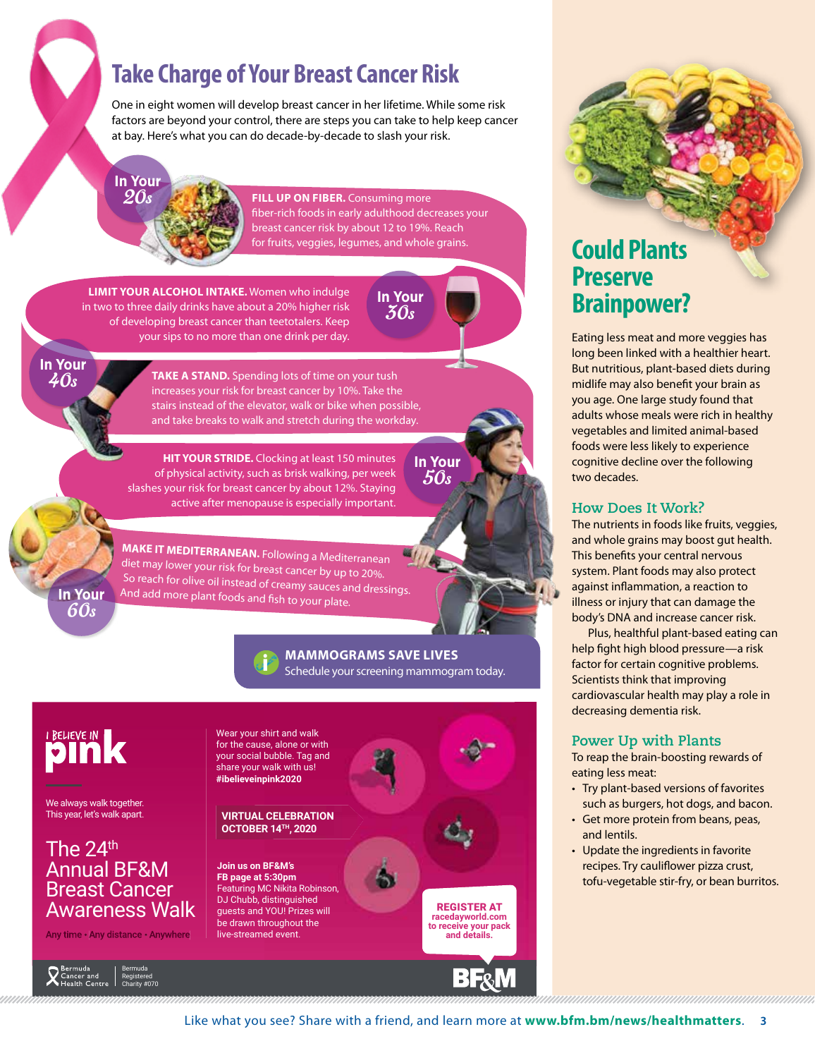# Take Charge of Your Breast Cancer Risk

One in eight women will develop breast cancer in her lifetime. While some risk factors are beyond your control, there are steps you can take to help keep cancer at bay. Here's what you can do decade-by-decade to slash your risk.

### In Your 20s

**FILL UP ON FIBER.** Consuming more fiber-rich foods in early adulthood decreases your breast cancer risk by about 12 to 19%. Reach for fruits, veggies, legumes, and whole grains.

### In Your 30s

**LIMIT YOUR ALCOHOL INTAKE.** Women who indulge in two to three daily drinks have about a 20% higher risk of developing breast cancer than teetotalers. Keep your sips to no more than one drink per day.

### In Your 40s

**TAKE A STAND.** Spending lots of time on your tush increases your risk for breast cancer by 10%. Take the stairs instead of the elevator, walk or bike when possible, and take breaks to walk and stretch during the workday.

### In Your 50s

**HIT YOUR STRIDE.** Clocking at least 150 minutes of physical activity, such as brisk walking, per week slashes your risk for breast cancer by about 12%. Staying active after menopause is especially important.

### In Your 60s

**MAKE IT MEDITERRANEAN.** Following a Mediterranean diet may lower your risk for breast cancer by up to 20%. So reach for olive oil instead of creamy sauces and dressings. And add more plant foods and fish to your plate.

**MAMMOGRAMS SAVE LIVES**
Schedule your screening mammogram today.

---

I BELIEVE IN **pink**

We always walk together.
This year, let's walk apart.

## The 24th Annual BF&M Breast Cancer Awareness Walk

Any time · Any distance · Anywhere

Wear your shirt and walk for the cause, alone or with your social bubble. Tag and share your walk with us! **#ibelieveinpink2020**

**VIRTUAL CELEBRATION**
**OCTOBER 14TH, 2020**

**Join us on BF&M's FB page at 5:30pm**
Featuring MC Nikita Robinson, DJ Chubb, distinguished guests and YOU! Prizes will be drawn throughout the live-streamed event.

**REGISTER AT**
**racedayworld.com**
**to receive your pack and details.**

Bermuda Cancer and Health Centre | Bermuda Registered Charity #070

BF&M

---

# Could Plants Preserve Brainpower?

Eating less meat and more veggies has long been linked with a healthier heart. But nutritious, plant-based diets during midlife may also benefit your brain as you age. One large study found that adults whose meals were rich in healthy vegetables and limited animal-based foods were less likely to experience cognitive decline over the following two decades.

## How Does It Work?

The nutrients in foods like fruits, veggies, and whole grains may boost gut health. This benefits your central nervous system. Plant foods may also protect against inflammation, a reaction to illness or injury that can damage the body's DNA and increase cancer risk.

Plus, healthful plant-based eating can help fight high blood pressure—a risk factor for certain cognitive problems. Scientists think that improving cardiovascular health may play a role in decreasing dementia risk.

## Power Up with Plants

To reap the brain-boosting rewards of eating less meat:

- Try plant-based versions of favorites such as burgers, hot dogs, and bacon.
- Get more protein from beans, peas, and lentils.
- Update the ingredients in favorite recipes. Try cauliflower pizza crust, tofu-vegetable stir-fry, or bean burritos.

---

Like what you see? Share with a friend, and learn more at **www.bfm.bm/news/healthmatters**.